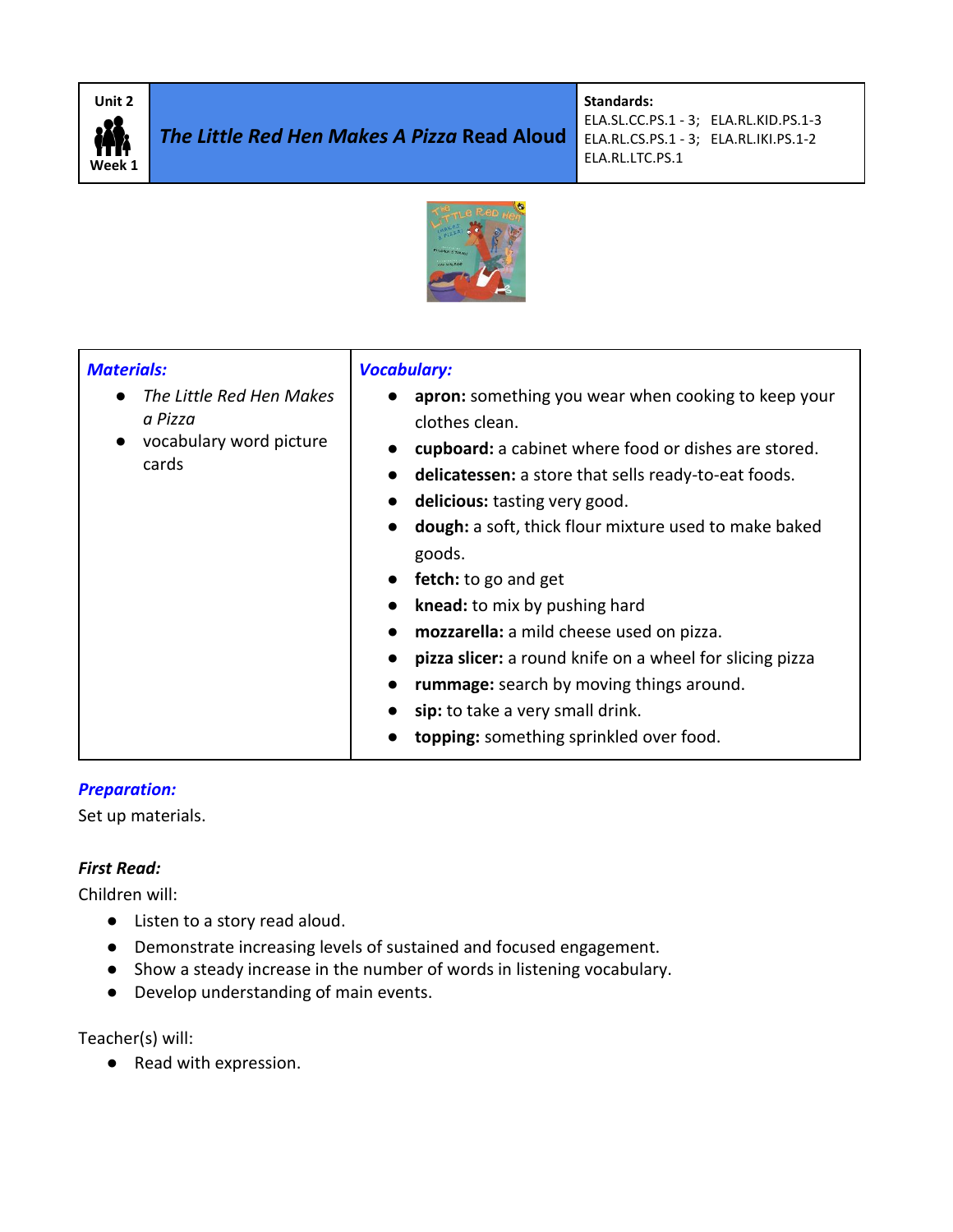| Unit 2<br>Week 1 | ***The Little Red Hen Makes A Pizza* Read Aloud** | **Standards:**<br>ELA.SL.CC.PS.1 - 3; ELA.RL.KID.PS.1-3<br>ELA.RL.CS.PS.1 - 3; ELA.RL.IKI.PS.1-2<br>ELA.RL.LTC.PS.1 |
|---|---|---|

| ***Materials:*** | ***Vocabulary:*** |
|---|---|
| • *The Little Red Hen Makes a Pizza*<br>• vocabulary word picture cards | • **apron:** something you wear when cooking to keep your clothes clean.<br>• **cupboard:** a cabinet where food or dishes are stored.<br>• **delicatessen:** a store that sells ready-to-eat foods.<br>• **delicious:** tasting very good.<br>• **dough:** a soft, thick flour mixture used to make baked goods.<br>• **fetch:** to go and get<br>• **knead:** to mix by pushing hard<br>• **mozzarella:** a mild cheese used on pizza.<br>• **pizza slicer:** a round knife on a wheel for slicing pizza<br>• **rummage:** search by moving things around.<br>• **sip:** to take a very small drink.<br>• **topping:** something sprinkled over food. |

***Preparation:***

Set up materials.

***First Read:***

Children will:

- Listen to a story read aloud.
- Demonstrate increasing levels of sustained and focused engagement.
- Show a steady increase in the number of words in listening vocabulary.
- Develop understanding of main events.

Teacher(s) will:

- Read with expression.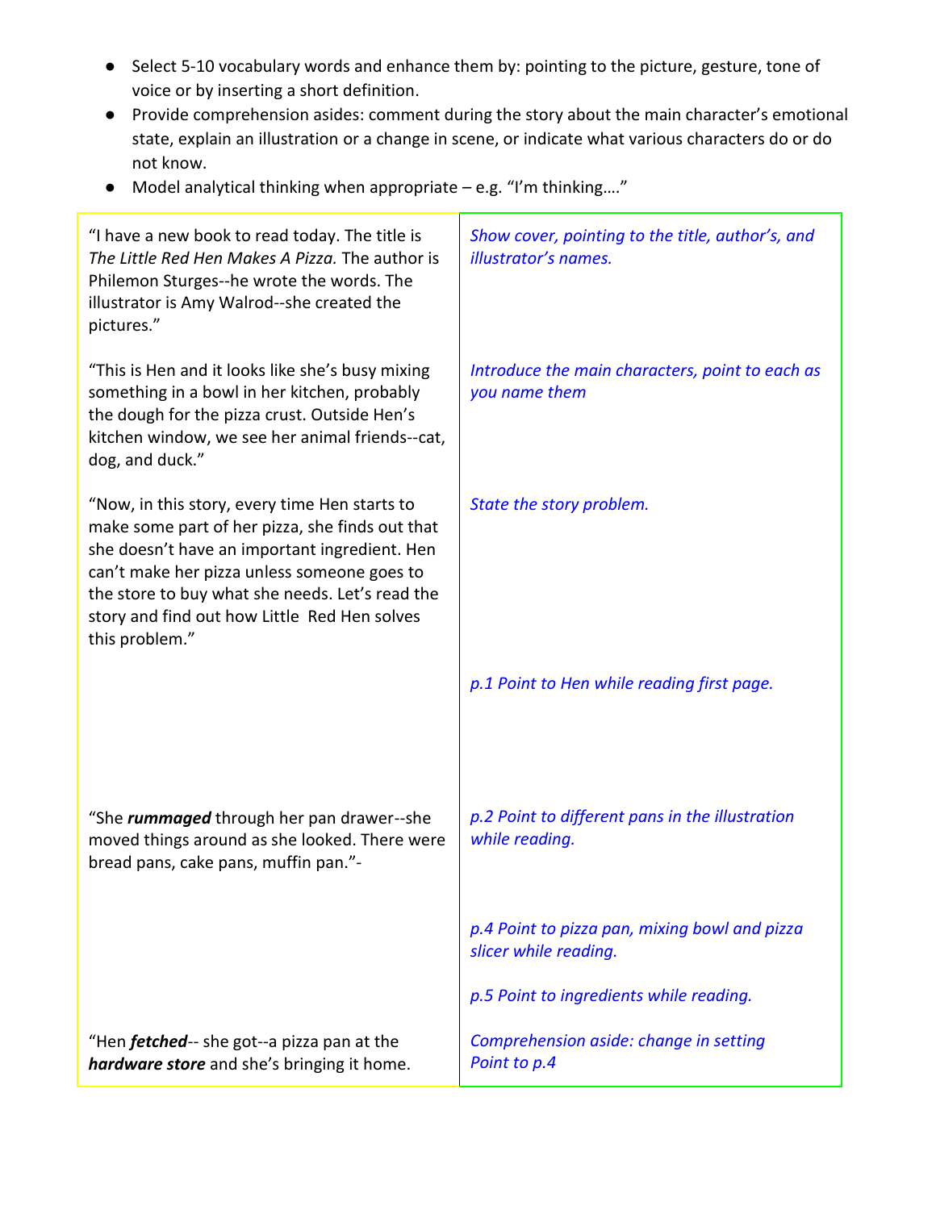- Select 5-10 vocabulary words and enhance them by: pointing to the picture, gesture, tone of voice or by inserting a short definition.
- Provide comprehension asides: comment during the story about the main character's emotional state, explain an illustration or a change in scene, or indicate what various characters do or do not know.
- Model analytical thinking when appropriate – e.g. "I'm thinking…."

| | |
|---|---|
| "I have a new book to read today. The title is *The Little Red Hen Makes A Pizza.* The author is Philemon Sturges--he wrote the words. The illustrator is Amy Walrod--she created the pictures." | *Show cover, pointing to the title, author's, and illustrator's names.* |
| "This is Hen and it looks like she's busy mixing something in a bowl in her kitchen, probably the dough for the pizza crust. Outside Hen's kitchen window, we see her animal friends--cat, dog, and duck." | *Introduce the main characters, point to each as you name them* |
| "Now, in this story, every time Hen starts to make some part of her pizza, she finds out that she doesn't have an important ingredient. Hen can't make her pizza unless someone goes to the store to buy what she needs. Let's read the story and find out how Little Red Hen solves this problem." | *State the story problem.* |
| | *p.1 Point to Hen while reading first page.* |
| "She ***rummaged*** through her pan drawer--she moved things around as she looked. There were bread pans, cake pans, muffin pan."- | *p.2 Point to different pans in the illustration while reading.* |
| | *p.4 Point to pizza pan, mixing bowl and pizza slicer while reading.* |
| | *p.5 Point to ingredients while reading.* |
| "Hen ***fetched***-- she got--a pizza pan at the ***hardware store*** and she's bringing it home. | *Comprehension aside: change in setting Point to p.4* |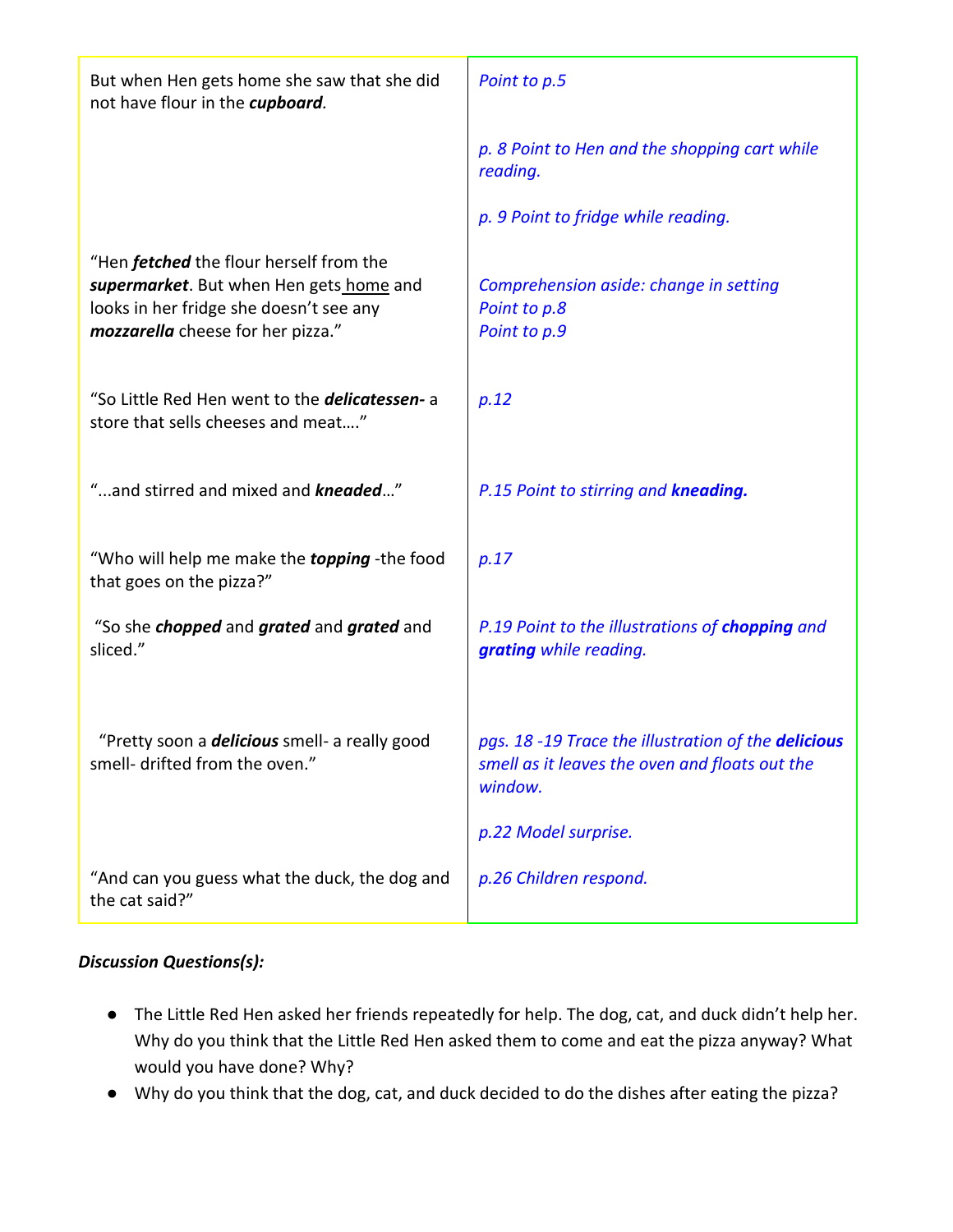| | |
|---|---|
| But when Hen gets home she saw that she did not have flour in the ***cupboard.*** | *Point to p.5*<br><br>*p. 8 Point to Hen and the shopping cart while reading.*<br><br>*p. 9 Point to fridge while reading.* |
| "Hen ***fetched*** the flour herself from the ***supermarket***. But when Hen gets <u>home</u> and looks in her fridge she doesn't see any ***mozzarella*** cheese for her pizza." | *Comprehension aside: change in setting*<br>*Point to p.8*<br>*Point to p.9* |
| "So Little Red Hen went to the ***delicatessen-*** a store that sells cheeses and meat…." | *p.12* |
| "...and stirred and mixed and ***kneaded***…" | *P.15 Point to stirring and **kneading.*** |
| "Who will help me make the ***topping*** -the food that goes on the pizza?" | *p.17* |
| "So she ***chopped*** and ***grated*** and ***grated*** and sliced." | *P.19 Point to the illustrations of **chopping** and **grating** while reading.* |
| "Pretty soon a ***delicious*** smell- a really good smell- drifted from the oven." | *pgs. 18 -19 Trace the illustration of the **delicious** smell as it leaves the oven and floats out the window.*<br><br>*p.22 Model surprise.* |
| "And can you guess what the duck, the dog and the cat said?" | *p.26 Children respond.* |

***Discussion Questions(s):***

- The Little Red Hen asked her friends repeatedly for help. The dog, cat, and duck didn't help her. Why do you think that the Little Red Hen asked them to come and eat the pizza anyway? What would you have done? Why?
- Why do you think that the dog, cat, and duck decided to do the dishes after eating the pizza?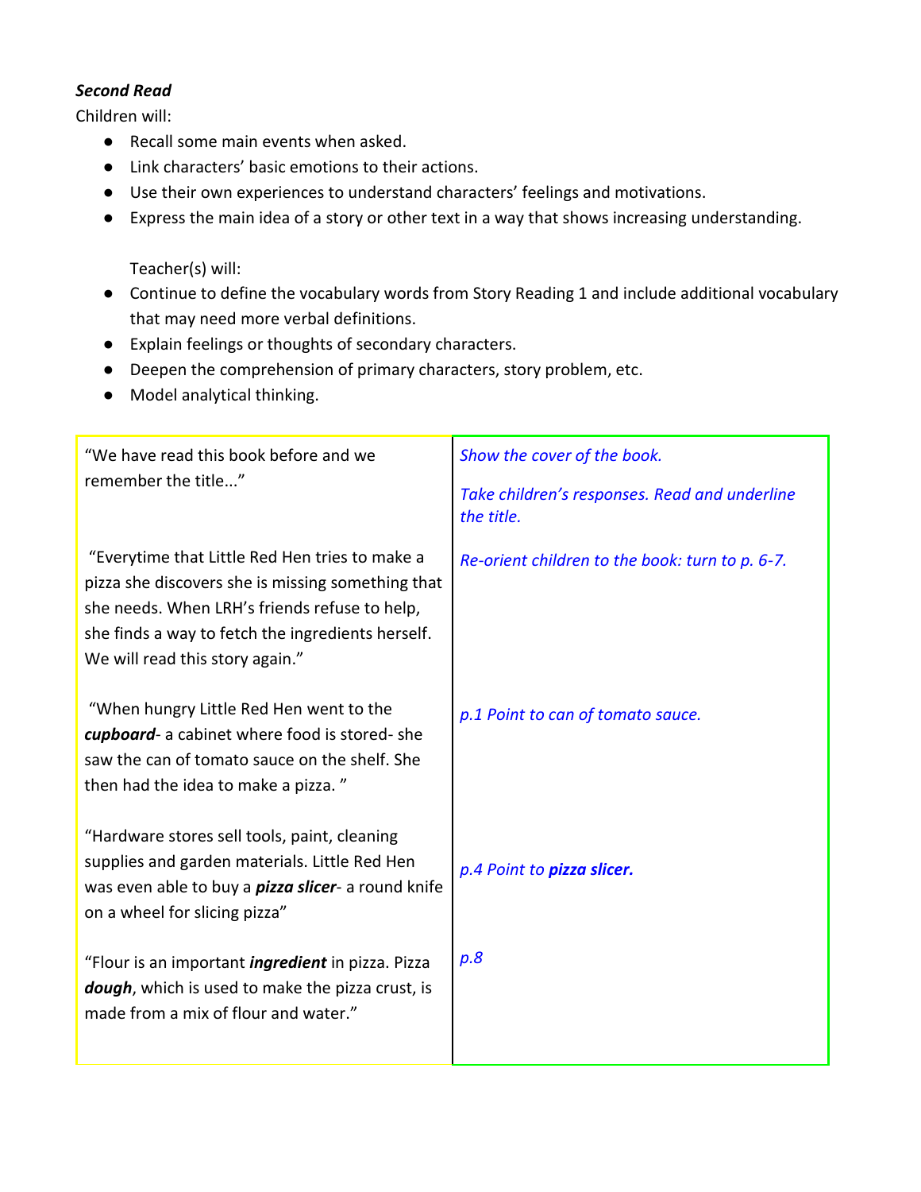***Second Read***

Children will:

- Recall some main events when asked.
- Link characters' basic emotions to their actions.
- Use their own experiences to understand characters' feelings and motivations.
- Express the main idea of a story or other text in a way that shows increasing understanding.

Teacher(s) will:

- Continue to define the vocabulary words from Story Reading 1 and include additional vocabulary that may need more verbal definitions.
- Explain feelings or thoughts of secondary characters.
- Deepen the comprehension of primary characters, story problem, etc.
- Model analytical thinking.

| | |
|---|---|
| "We have read this book before and we remember the title..." | *Show the cover of the book.*<br><br>*Take children's responses. Read and underline the title.* |
| "Everytime that Little Red Hen tries to make a pizza she discovers she is missing something that she needs. When LRH's friends refuse to help, she finds a way to fetch the ingredients herself. We will read this story again." | *Re-orient children to the book: turn to p. 6-7.* |
| "When hungry Little Red Hen went to the ***cupboard***- a cabinet where food is stored- she saw the can of tomato sauce on the shelf. She then had the idea to make a pizza. " | *p.1 Point to can of tomato sauce.* |
| "Hardware stores sell tools, paint, cleaning supplies and garden materials. Little Red Hen was even able to buy a ***pizza slicer***- a round knife on a wheel for slicing pizza" | *p.4 Point to **pizza slicer.*** |
| "Flour is an important ***ingredient*** in pizza. Pizza ***dough***, which is used to make the pizza crust, is made from a mix of flour and water." | *p.8* |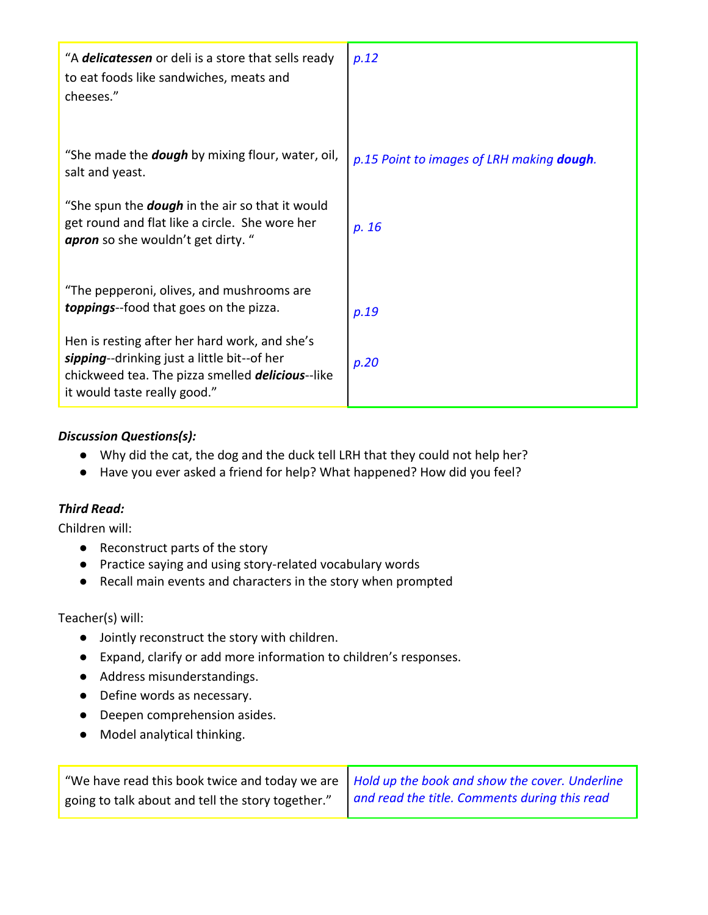| | |
|---|---|
| "A ***delicatessen*** or deli is a store that sells ready to eat foods like sandwiches, meats and cheeses." | *p.12* |
| "She made the ***dough*** by mixing flour, water, oil, salt and yeast. | *p.15 Point to images of LRH making **dough**.* |
| "She spun the ***dough*** in the air so that it would get round and flat like a circle. She wore her ***apron*** so she wouldn't get dirty. " | *p. 16* |
| "The pepperoni, olives, and mushrooms are ***toppings***--food that goes on the pizza. | *p.19* |
| Hen is resting after her hard work, and she's ***sipping***--drinking just a little bit--of her chickweed tea. The pizza smelled ***delicious***--like it would taste really good." | *p.20* |

***Discussion Questions(s):***

- Why did the cat, the dog and the duck tell LRH that they could not help her?
- Have you ever asked a friend for help? What happened? How did you feel?

***Third Read:***

Children will:

- Reconstruct parts of the story
- Practice saying and using story-related vocabulary words
- Recall main events and characters in the story when prompted

Teacher(s) will:

- Jointly reconstruct the story with children.
- Expand, clarify or add more information to children's responses.
- Address misunderstandings.
- Define words as necessary.
- Deepen comprehension asides.
- Model analytical thinking.

| | |
|---|---|
| "We have read this book twice and today we are going to talk about and tell the story together." | *Hold up the book and show the cover. Underline and read the title. Comments during this read* |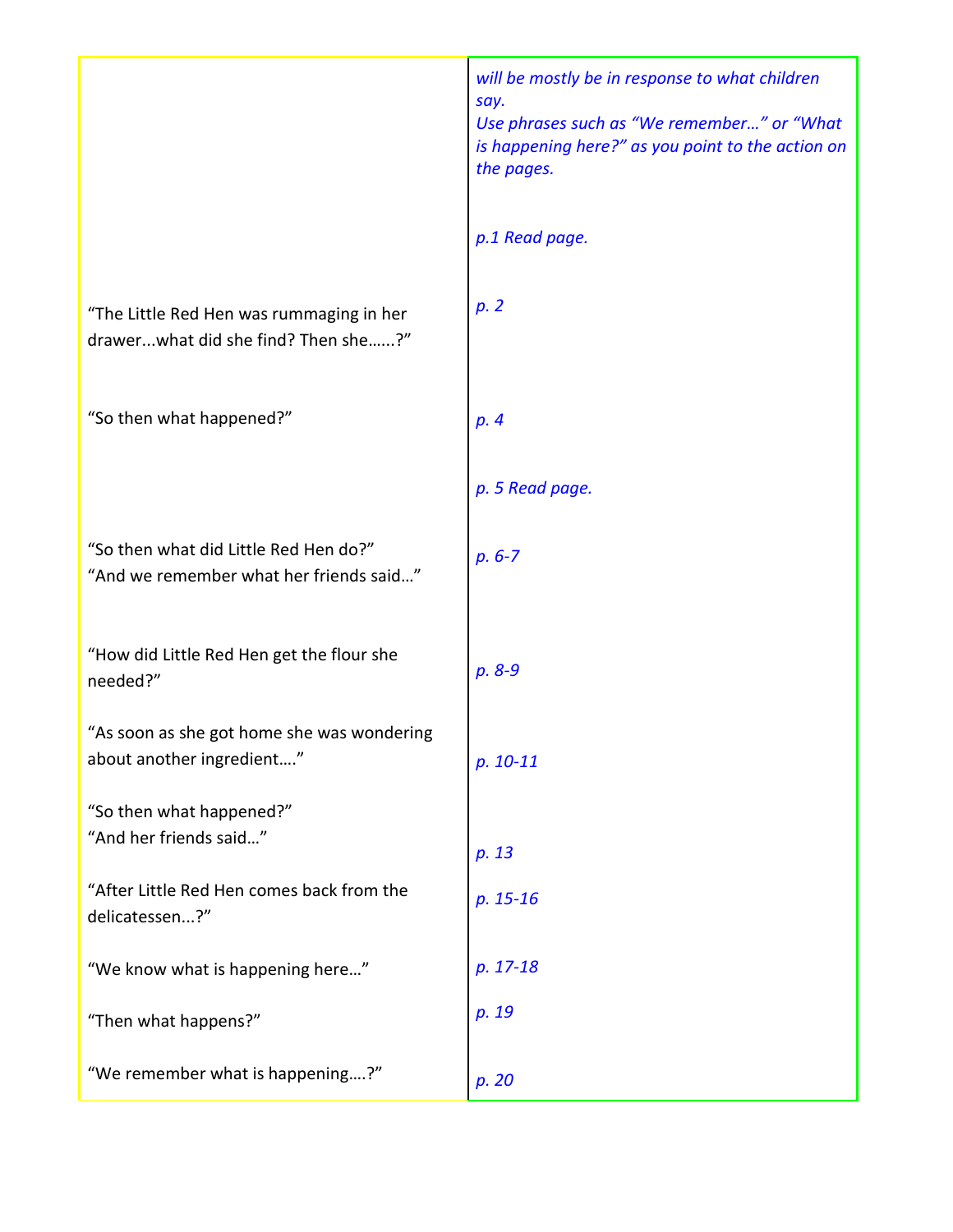| | |
|---|---|
| | *will be mostly be in response to what children say.*<br>*Use phrases such as "We remember…" or "What is happening here?" as you point to the action on the pages.* |
| | *p.1 Read page.* |
| "The Little Red Hen was rummaging in her drawer...what did she find? Then she…...?" | *p. 2* |
| "So then what happened?" | *p. 4* |
| | *p. 5 Read page.* |
| "So then what did Little Red Hen do?"<br>"And we remember what her friends said…" | *p. 6-7* |
| "How did Little Red Hen get the flour she needed?" | *p. 8-9* |
| "As soon as she got home she was wondering about another ingredient…." | *p. 10-11* |
| "So then what happened?"<br>"And her friends said…" | *p. 13* |
| "After Little Red Hen comes back from the delicatessen...?" | *p. 15-16* |
| "We know what is happening here…" | *p. 17-18* |
| "Then what happens?" | *p. 19* |
| "We remember what is happening….?" | *p. 20* |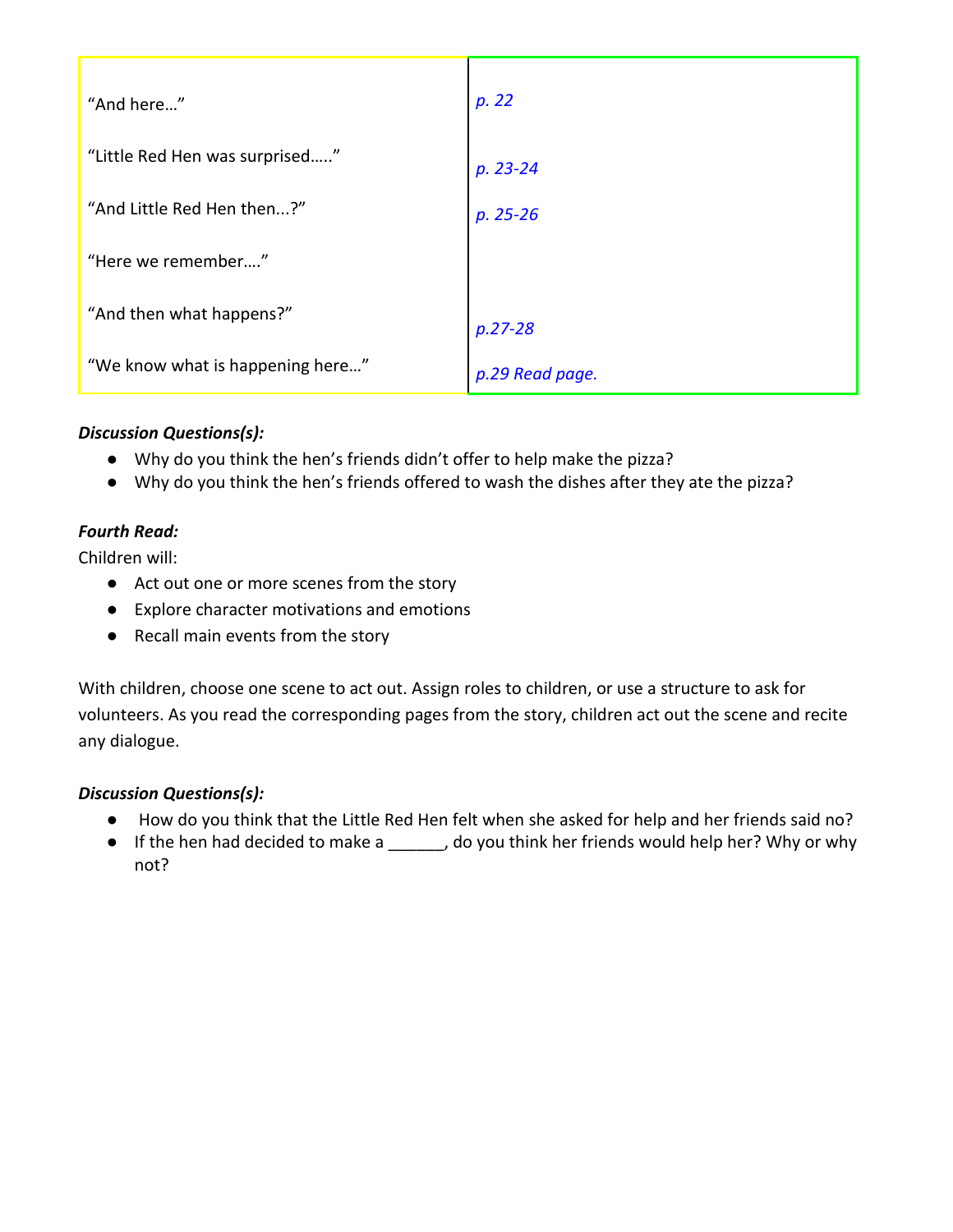| | |
|---|---|
| "And here…" | *p. 22* |
| "Little Red Hen was surprised….." | *p. 23-24* |
| "And Little Red Hen then...?" | *p. 25-26* |
| "Here we remember…." | |
| "And then what happens?" | *p.27-28* |
| "We know what is happening here…" | *p.29 Read page.* |

***Discussion Questions(s):***

- Why do you think the hen's friends didn't offer to help make the pizza?
- Why do you think the hen's friends offered to wash the dishes after they ate the pizza?

***Fourth Read:***

Children will:

- Act out one or more scenes from the story
- Explore character motivations and emotions
- Recall main events from the story

With children, choose one scene to act out. Assign roles to children, or use a structure to ask for volunteers. As you read the corresponding pages from the story, children act out the scene and recite any dialogue.

***Discussion Questions(s):***

- How do you think that the Little Red Hen felt when she asked for help and her friends said no?
- If the hen had decided to make a ______, do you think her friends would help her? Why or why not?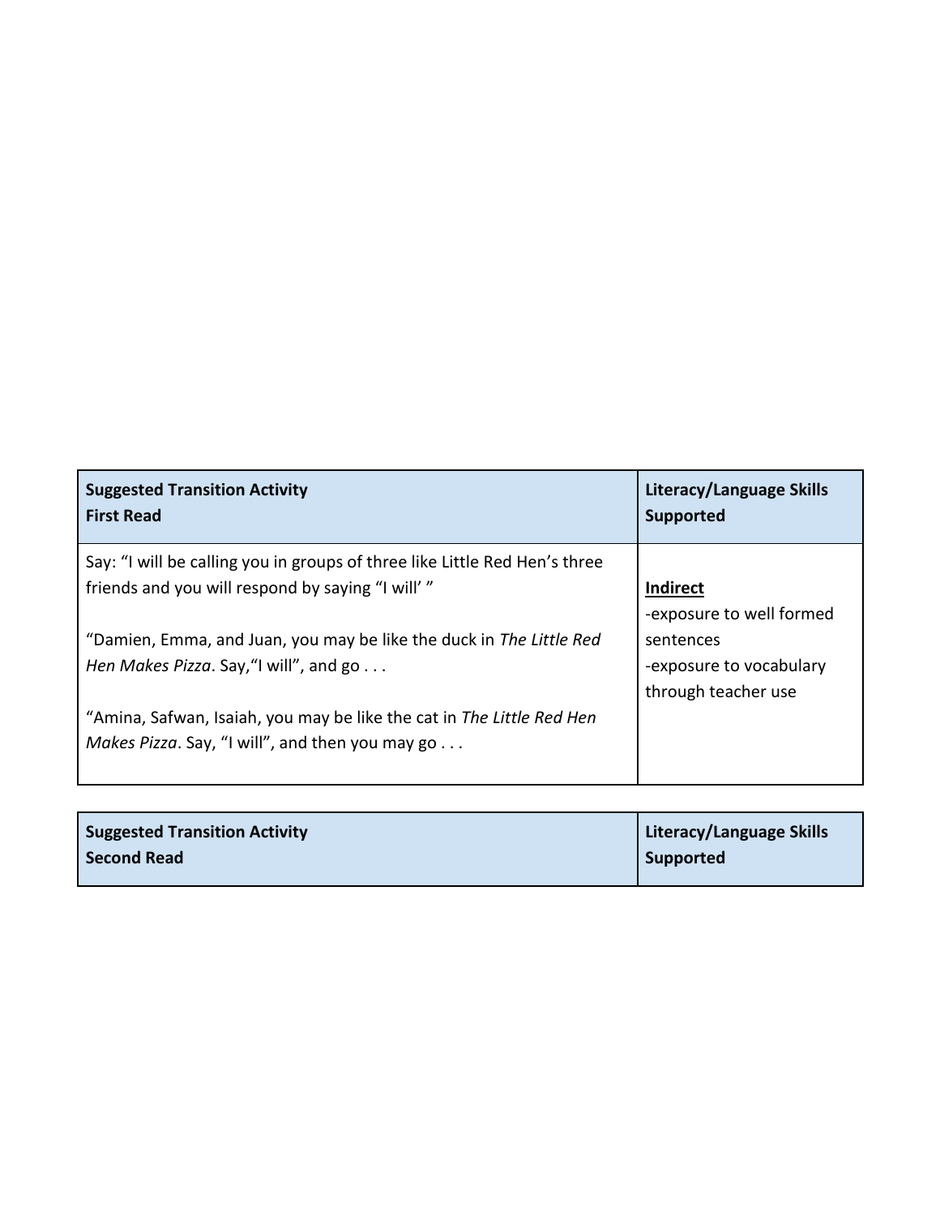| **Suggested Transition Activity**<br>**First Read** | **Literacy/Language Skills Supported** |
|---|---|
| Say: "I will be calling you in groups of three like Little Red Hen's three friends and you will respond by saying "I will' "<br><br>"Damien, Emma, and Juan, you may be like the duck in *The Little Red Hen Makes Pizza*. Say,"I will", and go . . .<br><br>"Amina, Safwan, Isaiah, you may be like the cat in *The Little Red Hen Makes Pizza*. Say, "I will", and then you may go . . . | **Indirect**<br>-exposure to well formed sentences<br>-exposure to vocabulary through teacher use |

| **Suggested Transition Activity**<br>**Second Read** | **Literacy/Language Skills Supported** |
|---|---|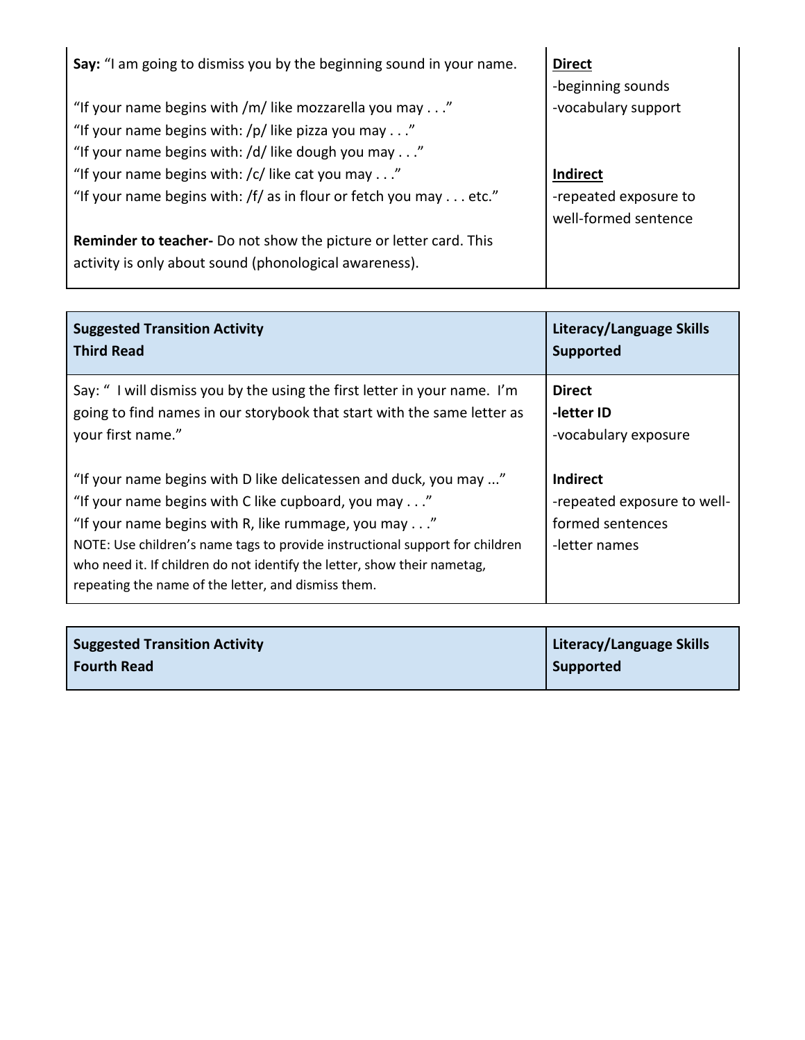| | |
|---|---|
| **Say:** "I am going to dismiss you by the beginning sound in your name.<br><br>"If your name begins with /m/ like mozzarella you may . . ."<br>"If your name begins with: /p/ like pizza you may . . ."<br>"If your name begins with: /d/ like dough you may . . ."<br>"If your name begins with: /c/ like cat you may . . ."<br>"If your name begins with: /f/ as in flour or fetch you may . . . etc."<br><br>**Reminder to teacher-** Do not show the picture or letter card. This activity is only about sound (phonological awareness). | **<u>Direct</u>**<br>-beginning sounds<br>-vocabulary support<br><br>**<u>Indirect</u>**<br>-repeated exposure to well-formed sentence |

| **Suggested Transition Activity**<br>**Third Read** | **Literacy/Language Skills Supported** |
|---|---|
| Say: " I will dismiss you by the using the first letter in your name. I'm going to find names in our storybook that start with the same letter as your first name."<br><br>"If your name begins with D like delicatessen and duck, you may ..."<br>"If your name begins with C like cupboard, you may . . ."<br>"If your name begins with R, like rummage, you may . . ."<br>NOTE: Use children's name tags to provide instructional support for children who need it. If children do not identify the letter, show their nametag, repeating the name of the letter, and dismiss them. | **Direct**<br>**-letter ID**<br>-vocabulary exposure<br><br>**Indirect**<br>-repeated exposure to well-formed sentences<br>-letter names |

| **Suggested Transition Activity**<br>**Fourth Read** | **Literacy/Language Skills Supported** |
|---|---|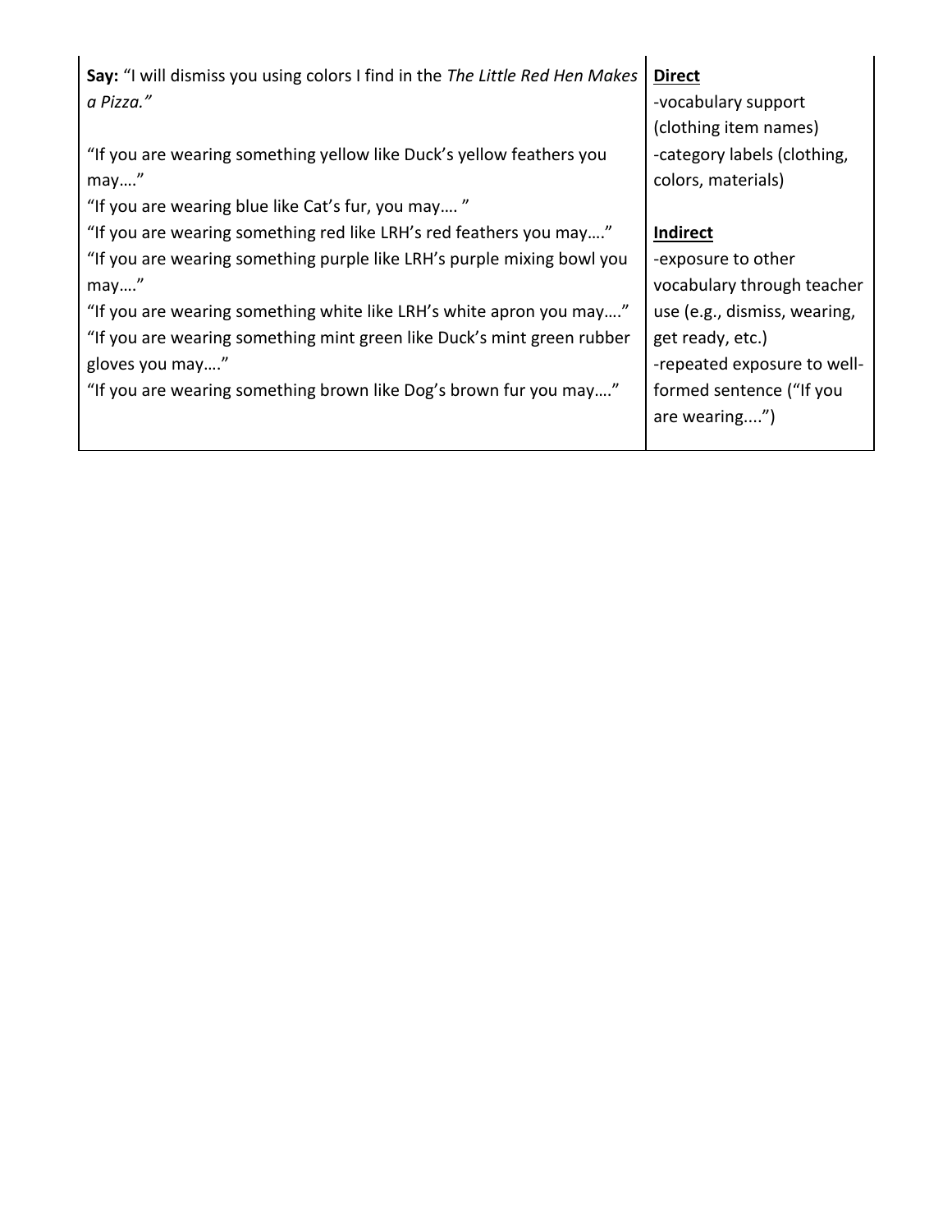| | |
|---|---|
| **Say:** "I will dismiss you using colors I find in the *The Little Red Hen Makes a Pizza."*<br><br>"If you are wearing something yellow like Duck's yellow feathers you may…."<br>"If you are wearing blue like Cat's fur, you may…. "<br>"If you are wearing something red like LRH's red feathers you may…."<br>"If you are wearing something purple like LRH's purple mixing bowl you may…."<br>"If you are wearing something white like LRH's white apron you may…."<br>"If you are wearing something mint green like Duck's mint green rubber gloves you may…."<br>"If you are wearing something brown like Dog's brown fur you may…." | **Direct**<br>-vocabulary support (clothing item names)<br>-category labels (clothing, colors, materials)<br><br>**Indirect**<br>-exposure to other vocabulary through teacher use (e.g., dismiss, wearing, get ready, etc.)<br>-repeated exposure to well-formed sentence ("If you are wearing....") |